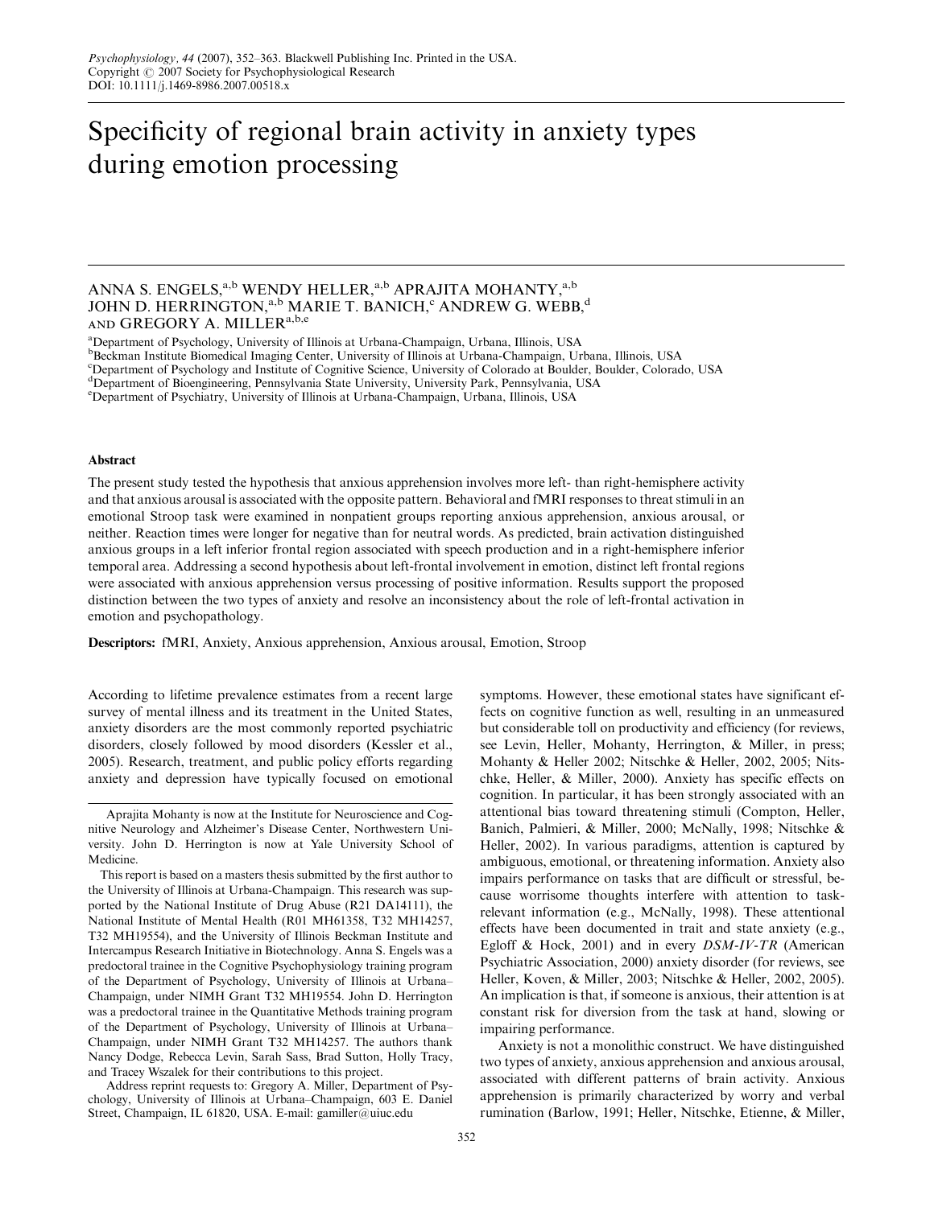# Specificity of regional brain activity in anxiety types during emotion processing

ANNA S. ENGELS,[a,b] WENDY HELLER,[a,b] APRAJITA MOHANTY,[a,b] JOHN D. HERRINGTON,[a,b] MARIE T. BANICH,[c] ANDREW G. WEBB,[d] AND GREGORY A. MILLER[a,b,e]

[a]Department of Psychology, University of Illinois at Urbana-Champaign, Urbana, Illinois, USA
[b]Beckman Institute Biomedical Imaging Center, University of Illinois at Urbana-Champaign, Urbana, Illinois, USA
[c]Department of Psychology and Institute of Cognitive Science, University of Colorado at Boulder, Boulder, Colorado, USA
[d]Department of Bioengineering, Pennsylvania State University, University Park, Pennsylvania, USA
[e]Department of Psychiatry, University of Illinois at Urbana-Champaign, Urbana, Illinois, USA

## Abstract

The present study tested the hypothesis that anxious apprehension involves more left- than right-hemisphere activity and that anxious arousal is associated with the opposite pattern. Behavioral and fMRI responses to threat stimuli in an emotional Stroop task were examined in nonpatient groups reporting anxious apprehension, anxious arousal, or neither. Reaction times were longer for negative than for neutral words. As predicted, brain activation distinguished anxious groups in a left inferior frontal region associated with speech production and in a right-hemisphere inferior temporal area. Addressing a second hypothesis about left-frontal involvement in emotion, distinct left frontal regions were associated with anxious apprehension versus processing of positive information. Results support the proposed distinction between the two types of anxiety and resolve an inconsistency about the role of left-frontal activation in emotion and psychopathology.

**Descriptors:** fMRI, Anxiety, Anxious apprehension, Anxious arousal, Emotion, Stroop

According to lifetime prevalence estimates from a recent large survey of mental illness and its treatment in the United States, anxiety disorders are the most commonly reported psychiatric disorders, closely followed by mood disorders (Kessler et al., 2005). Research, treatment, and public policy efforts regarding anxiety and depression have typically focused on emotional symptoms. However, these emotional states have significant effects on cognitive function as well, resulting in an unmeasured but considerable toll on productivity and efficiency (for reviews, see Levin, Heller, Mohanty, Herrington, & Miller, in press; Mohanty & Heller 2002; Nitschke & Heller, 2002, 2005; Nitschke, Heller, & Miller, 2000). Anxiety has specific effects on cognition. In particular, it has been strongly associated with an attentional bias toward threatening stimuli (Compton, Heller, Banich, Palmieri, & Miller, 2000; McNally, 1998; Nitschke & Heller, 2002). In various paradigms, attention is captured by ambiguous, emotional, or threatening information. Anxiety also impairs performance on tasks that are difficult or stressful, because worrisome thoughts interfere with attention to task-relevant information (e.g., McNally, 1998). These attentional effects have been documented in trait and state anxiety (e.g., Egloff & Hock, 2001) and in every *DSM-IV-TR* (American Psychiatric Association, 2000) anxiety disorder (for reviews, see Heller, Koven, & Miller, 2003; Nitschke & Heller, 2002, 2005). An implication is that, if someone is anxious, their attention is at constant risk for diversion from the task at hand, slowing or impairing performance.

Anxiety is not a monolithic construct. We have distinguished two types of anxiety, anxious apprehension and anxious arousal, associated with different patterns of brain activity. Anxious apprehension is primarily characterized by worry and verbal rumination (Barlow, 1991; Heller, Nitschke, Etienne, & Miller,

---

Aprajita Mohanty is now at the Institute for Neuroscience and Cognitive Neurology and Alzheimer's Disease Center, Northwestern University. John D. Herrington is now at Yale University School of Medicine.

This report is based on a masters thesis submitted by the first author to the University of Illinois at Urbana-Champaign. This research was supported by the National Institute of Drug Abuse (R21 DA14111), the National Institute of Mental Health (R01 MH61358, T32 MH14257, T32 MH19554), and the University of Illinois Beckman Institute and Intercampus Research Initiative in Biotechnology. Anna S. Engels was a predoctoral trainee in the Cognitive Psychophysiology training program of the Department of Psychology, University of Illinois at Urbana–Champaign, under NIMH Grant T32 MH19554. John D. Herrington was a predoctoral trainee in the Quantitative Methods training program of the Department of Psychology, University of Illinois at Urbana–Champaign, under NIMH Grant T32 MH14257. The authors thank Nancy Dodge, Rebecca Levin, Sarah Sass, Brad Sutton, Holly Tracy, and Tracey Wszalek for their contributions to this project.

Address reprint requests to: Gregory A. Miller, Department of Psychology, University of Illinois at Urbana–Champaign, 603 E. Daniel Street, Champaign, IL 61820, USA. E-mail: gamiller@uiuc.edu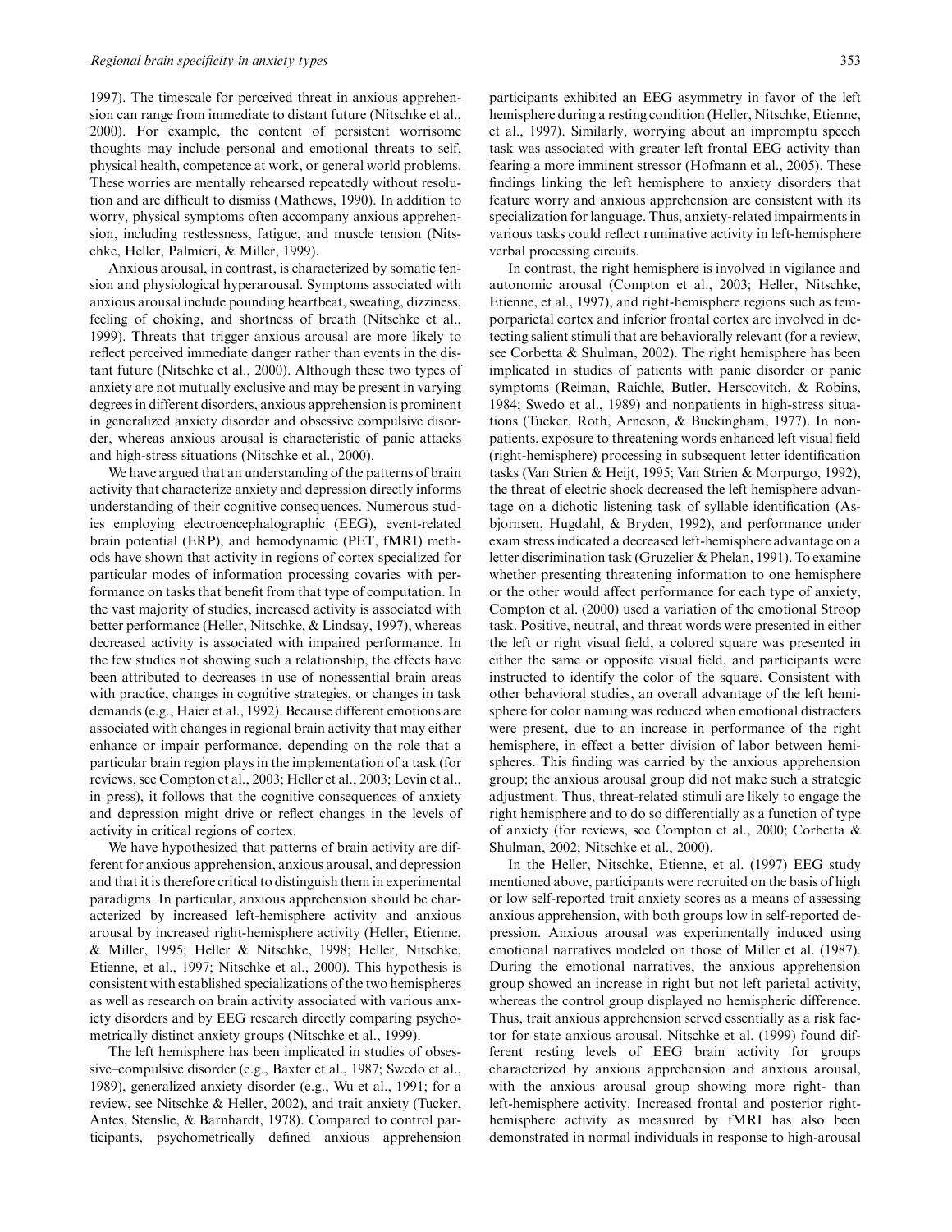1997). The timescale for perceived threat in anxious apprehension can range from immediate to distant future (Nitschke et al., 2000). For example, the content of persistent worrisome thoughts may include personal and emotional threats to self, physical health, competence at work, or general world problems. These worries are mentally rehearsed repeatedly without resolution and are difficult to dismiss (Mathews, 1990). In addition to worry, physical symptoms often accompany anxious apprehension, including restlessness, fatigue, and muscle tension (Nitschke, Heller, Palmieri, & Miller, 1999).

Anxious arousal, in contrast, is characterized by somatic tension and physiological hyperarousal. Symptoms associated with anxious arousal include pounding heartbeat, sweating, dizziness, feeling of choking, and shortness of breath (Nitschke et al., 1999). Threats that trigger anxious arousal are more likely to reflect perceived immediate danger rather than events in the distant future (Nitschke et al., 2000). Although these two types of anxiety are not mutually exclusive and may be present in varying degrees in different disorders, anxious apprehension is prominent in generalized anxiety disorder and obsessive compulsive disorder, whereas anxious arousal is characteristic of panic attacks and high-stress situations (Nitschke et al., 2000).

We have argued that an understanding of the patterns of brain activity that characterize anxiety and depression directly informs understanding of their cognitive consequences. Numerous studies employing electroencephalographic (EEG), event-related brain potential (ERP), and hemodynamic (PET, fMRI) methods have shown that activity in regions of cortex specialized for particular modes of information processing covaries with performance on tasks that benefit from that type of computation. In the vast majority of studies, increased activity is associated with better performance (Heller, Nitschke, & Lindsay, 1997), whereas decreased activity is associated with impaired performance. In the few studies not showing such a relationship, the effects have been attributed to decreases in use of nonessential brain areas with practice, changes in cognitive strategies, or changes in task demands (e.g., Haier et al., 1992). Because different emotions are associated with changes in regional brain activity that may either enhance or impair performance, depending on the role that a particular brain region plays in the implementation of a task (for reviews, see Compton et al., 2003; Heller et al., 2003; Levin et al., in press), it follows that the cognitive consequences of anxiety and depression might drive or reflect changes in the levels of activity in critical regions of cortex.

We have hypothesized that patterns of brain activity are different for anxious apprehension, anxious arousal, and depression and that it is therefore critical to distinguish them in experimental paradigms. In particular, anxious apprehension should be characterized by increased left-hemisphere activity and anxious arousal by increased right-hemisphere activity (Heller, Etienne, & Miller, 1995; Heller & Nitschke, 1998; Heller, Nitschke, Etienne, et al., 1997; Nitschke et al., 2000). This hypothesis is consistent with established specializations of the two hemispheres as well as research on brain activity associated with various anxiety disorders and by EEG research directly comparing psychometrically distinct anxiety groups (Nitschke et al., 1999).

The left hemisphere has been implicated in studies of obsessive–compulsive disorder (e.g., Baxter et al., 1987; Swedo et al., 1989), generalized anxiety disorder (e.g., Wu et al., 1991; for a review, see Nitschke & Heller, 2002), and trait anxiety (Tucker, Antes, Stenslie, & Barnhardt, 1978). Compared to control participants, psychometrically defined anxious apprehension participants exhibited an EEG asymmetry in favor of the left hemisphere during a resting condition (Heller, Nitschke, Etienne, et al., 1997). Similarly, worrying about an impromptu speech task was associated with greater left frontal EEG activity than fearing a more imminent stressor (Hofmann et al., 2005). These findings linking the left hemisphere to anxiety disorders that feature worry and anxious apprehension are consistent with its specialization for language. Thus, anxiety-related impairments in various tasks could reflect ruminative activity in left-hemisphere verbal processing circuits.

In contrast, the right hemisphere is involved in vigilance and autonomic arousal (Compton et al., 2003; Heller, Nitschke, Etienne, et al., 1997), and right-hemisphere regions such as temporparietal cortex and inferior frontal cortex are involved in detecting salient stimuli that are behaviorally relevant (for a review, see Corbetta & Shulman, 2002). The right hemisphere has been implicated in studies of patients with panic disorder or panic symptoms (Reiman, Raichle, Butler, Herscovitch, & Robins, 1984; Swedo et al., 1989) and nonpatients in high-stress situations (Tucker, Roth, Arneson, & Buckingham, 1977). In nonpatients, exposure to threatening words enhanced left visual field (right-hemisphere) processing in subsequent letter identification tasks (Van Strien & Heijt, 1995; Van Strien & Morpurgo, 1992), the threat of electric shock decreased the left hemisphere advantage on a dichotic listening task of syllable identification (Asbjornsen, Hugdahl, & Bryden, 1992), and performance under exam stress indicated a decreased left-hemisphere advantage on a letter discrimination task (Gruzelier & Phelan, 1991). To examine whether presenting threatening information to one hemisphere or the other would affect performance for each type of anxiety, Compton et al. (2000) used a variation of the emotional Stroop task. Positive, neutral, and threat words were presented in either the left or right visual field, a colored square was presented in either the same or opposite visual field, and participants were instructed to identify the color of the square. Consistent with other behavioral studies, an overall advantage of the left hemisphere for color naming was reduced when emotional distracters were present, due to an increase in performance of the right hemisphere, in effect a better division of labor between hemispheres. This finding was carried by the anxious apprehension group; the anxious arousal group did not make such a strategic adjustment. Thus, threat-related stimuli are likely to engage the right hemisphere and to do so differentially as a function of type of anxiety (for reviews, see Compton et al., 2000; Corbetta & Shulman, 2002; Nitschke et al., 2000).

In the Heller, Nitschke, Etienne, et al. (1997) EEG study mentioned above, participants were recruited on the basis of high or low self-reported trait anxiety scores as a means of assessing anxious apprehension, with both groups low in self-reported depression. Anxious arousal was experimentally induced using emotional narratives modeled on those of Miller et al. (1987). During the emotional narratives, the anxious apprehension group showed an increase in right but not left parietal activity, whereas the control group displayed no hemispheric difference. Thus, trait anxious apprehension served essentially as a risk factor for state anxious arousal. Nitschke et al. (1999) found different resting levels of EEG brain activity for groups characterized by anxious apprehension and anxious arousal, with the anxious arousal group showing more right- than left-hemisphere activity. Increased frontal and posterior right-hemisphere activity as measured by fMRI has also been demonstrated in normal individuals in response to high-arousal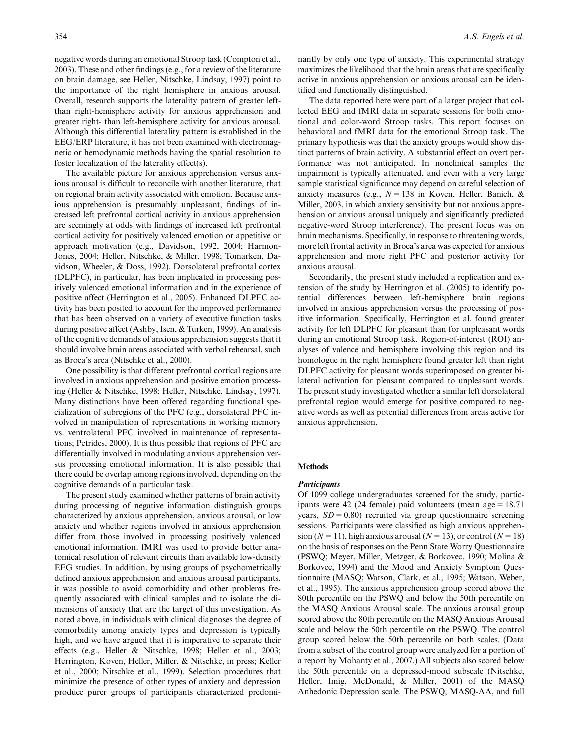negative words during an emotional Stroop task (Compton et al., 2003). These and other findings (e.g., for a review of the literature on brain damage, see Heller, Nitschke, Lindsay, 1997) point to the importance of the right hemisphere in anxious arousal. Overall, research supports the laterality pattern of greater left- than right-hemisphere activity for anxious apprehension and greater right- than left-hemisphere activity for anxious arousal. Although this differential laterality pattern is established in the EEG/ERP literature, it has not been examined with electromagnetic or hemodynamic methods having the spatial resolution to foster localization of the laterality effect(s).

The available picture for anxious apprehension versus anxious arousal is difficult to reconcile with another literature, that on regional brain activity associated with emotion. Because anxious apprehension is presumably unpleasant, findings of increased left prefrontal cortical activity in anxious apprehension are seemingly at odds with findings of increased left prefrontal cortical activity for positively valenced emotion or appetitive or approach motivation (e.g., Davidson, 1992, 2004; Harmon-Jones, 2004; Heller, Nitschke, & Miller, 1998; Tomarken, Davidson, Wheeler, & Doss, 1992). Dorsolateral prefrontal cortex (DLPFC), in particular, has been implicated in processing positively valenced emotional information and in the experience of positive affect (Herrington et al., 2005). Enhanced DLPFC activity has been posited to account for the improved performance that has been observed on a variety of executive function tasks during positive affect (Ashby, Isen, & Turken, 1999). An analysis of the cognitive demands of anxious apprehension suggests that it should involve brain areas associated with verbal rehearsal, such as Broca's area (Nitschke et al., 2000).

One possibility is that different prefrontal cortical regions are involved in anxious apprehension and positive emotion processing (Heller & Nitschke, 1998; Heller, Nitschke, Lindsay, 1997). Many distinctions have been offered regarding functional specialization of subregions of the PFC (e.g., dorsolateral PFC involved in manipulation of representations in working memory vs. ventrolateral PFC involved in maintenance of representations; Petrides, 2000). It is thus possible that regions of PFC are differentially involved in modulating anxious apprehension versus processing emotional information. It is also possible that there could be overlap among regions involved, depending on the cognitive demands of a particular task.

The present study examined whether patterns of brain activity during processing of negative information distinguish groups characterized by anxious apprehension, anxious arousal, or low anxiety and whether regions involved in anxious apprehension differ from those involved in processing positively valenced emotional information. fMRI was used to provide better anatomical resolution of relevant circuits than available low-density EEG studies. In addition, by using groups of psychometrically defined anxious apprehension and anxious arousal participants, it was possible to avoid comorbidity and other problems frequently associated with clinical samples and to isolate the dimensions of anxiety that are the target of this investigation. As noted above, in individuals with clinical diagnoses the degree of comorbidity among anxiety types and depression is typically high, and we have argued that it is imperative to separate their effects (e.g., Heller & Nitschke, 1998; Heller et al., 2003; Herrington, Koven, Heller, Miller, & Nitschke, in press; Keller et al., 2000; Nitschke et al., 1999). Selection procedures that minimize the presence of other types of anxiety and depression produce purer groups of participants characterized predominantly by only one type of anxiety. This experimental strategy maximizes the likelihood that the brain areas that are specifically active in anxious apprehension or anxious arousal can be identified and functionally distinguished.

The data reported here were part of a larger project that collected EEG and fMRI data in separate sessions for both emotional and color-word Stroop tasks. This report focuses on behavioral and fMRI data for the emotional Stroop task. The primary hypothesis was that the anxiety groups would show distinct patterns of brain activity. A substantial effect on overt performance was not anticipated. In nonclinical samples the impairment is typically attenuated, and even with a very large sample statistical significance may depend on careful selection of anxiety measures (e.g., $N = 138$ in Koven, Heller, Banich, & Miller, 2003, in which anxiety sensitivity but not anxious apprehension or anxious arousal uniquely and significantly predicted negative-word Stroop interference). The present focus was on brain mechanisms. Specifically, in response to threatening words, more left frontal activity in Broca's area was expected for anxious apprehension and more right PFC and posterior activity for anxious arousal.

Secondarily, the present study included a replication and extension of the study by Herrington et al. (2005) to identify potential differences between left-hemisphere brain regions involved in anxious apprehension versus the processing of positive information. Specifically, Herrington et al. found greater activity for left DLPFC for pleasant than for unpleasant words during an emotional Stroop task. Region-of-interest (ROI) analyses of valence and hemisphere involving this region and its homologue in the right hemisphere found greater left than right DLPFC activity for pleasant words superimposed on greater bilateral activation for pleasant compared to unpleasant words. The present study investigated whether a similar left dorsolateral prefrontal region would emerge for positive compared to negative words as well as potential differences from areas active for anxious apprehension.

## Methods

### *Participants*

Of 1099 college undergraduates screened for the study, participants were 42 (24 female) paid volunteers (mean age = 18.71 years, $SD = 0.80$) recruited via group questionnaire screening sessions. Participants were classified as high anxious apprehension ($N = 11$), high anxious arousal ($N = 13$), or control ($N = 18$) on the basis of responses on the Penn State Worry Questionnaire (PSWQ; Meyer, Miller, Metzger, & Borkovec, 1990; Molina & Borkovec, 1994) and the Mood and Anxiety Symptom Questionnaire (MASQ; Watson, Clark, et al., 1995; Watson, Weber, et al., 1995). The anxious apprehension group scored above the 80th percentile on the PSWQ and below the 50th percentile on the MASQ Anxious Arousal scale. The anxious arousal group scored above the 80th percentile on the MASQ Anxious Arousal scale and below the 50th percentile on the PSWQ. The control group scored below the 50th percentile on both scales. (Data from a subset of the control group were analyzed for a portion of a report by Mohanty et al., 2007.) All subjects also scored below the 50th percentile on a depressed-mood subscale (Nitschke, Heller, Imig, McDonald, & Miller, 2001) of the MASQ Anhedonic Depression scale. The PSWQ, MASQ-AA, and full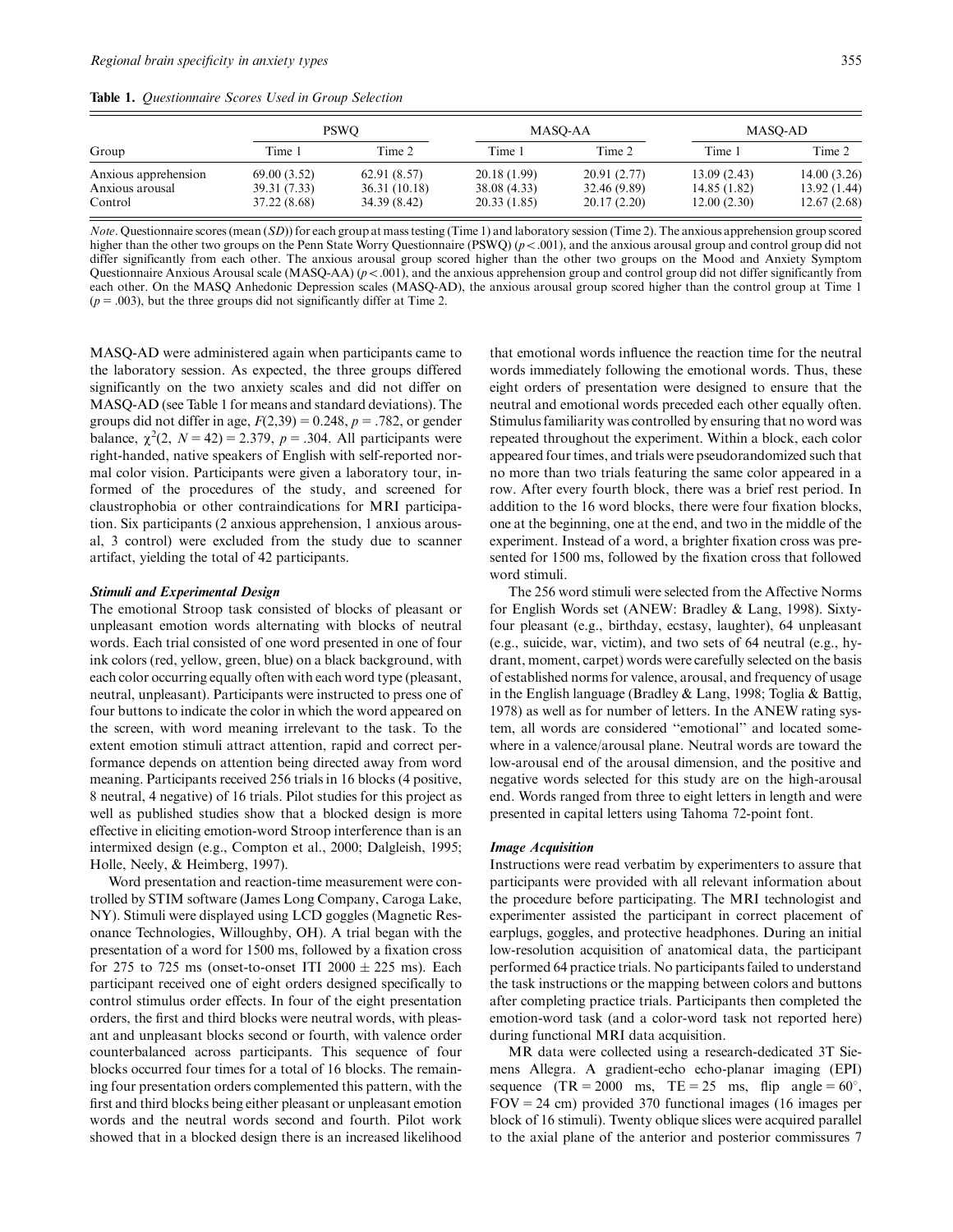**Table 1.** *Questionnaire Scores Used in Group Selection*

| Group | PSWQ | | MASQ-AA | | MASQ-AD | |
|---|---|---|---|---|---|---|
| | Time 1 | Time 2 | Time 1 | Time 2 | Time 1 | Time 2 |
| Anxious apprehension | 69.00 (3.52) | 62.91 (8.57) | 20.18 (1.99) | 20.91 (2.77) | 13.09 (2.43) | 14.00 (3.26) |
| Anxious arousal | 39.31 (7.33) | 36.31 (10.18) | 38.08 (4.33) | 32.46 (9.89) | 14.85 (1.82) | 13.92 (1.44) |
| Control | 37.22 (8.68) | 34.39 (8.42) | 20.33 (1.85) | 20.17 (2.20) | 12.00 (2.30) | 12.67 (2.68) |

*Note*. Questionnaire scores (mean (*SD*)) for each group at mass testing (Time 1) and laboratory session (Time 2). The anxious apprehension group scored higher than the other two groups on the Penn State Worry Questionnaire (PSWQ) ($p < .001$), and the anxious arousal group and control group did not differ significantly from each other. The anxious arousal group scored higher than the other two groups on the Mood and Anxiety Symptom Questionnaire Anxious Arousal scale (MASQ-AA) ($p < .001$), and the anxious apprehension group and control group did not differ significantly from each other. On the MASQ Anhedonic Depression scales (MASQ-AD), the anxious arousal group scored higher than the control group at Time 1 ($p = .003$), but the three groups did not significantly differ at Time 2.

MASQ-AD were administered again when participants came to the laboratory session. As expected, the three groups differed significantly on the two anxiety scales and did not differ on MASQ-AD (see Table 1 for means and standard deviations). The groups did not differ in age, $F(2,39) = 0.248$, $p = .782$, or gender balance, $\chi^2(2, N = 42) = 2.379$, $p = .304$. All participants were right-handed, native speakers of English with self-reported normal color vision. Participants were given a laboratory tour, informed of the procedures of the study, and screened for claustrophobia or other contraindications for MRI participation. Six participants (2 anxious apprehension, 1 anxious arousal, 3 control) were excluded from the study due to scanner artifact, yielding the total of 42 participants.

### *Stimuli and Experimental Design*

The emotional Stroop task consisted of blocks of pleasant or unpleasant emotion words alternating with blocks of neutral words. Each trial consisted of one word presented in one of four ink colors (red, yellow, green, blue) on a black background, with each color occurring equally often with each word type (pleasant, neutral, unpleasant). Participants were instructed to press one of four buttons to indicate the color in which the word appeared on the screen, with word meaning irrelevant to the task. To the extent emotion stimuli attract attention, rapid and correct performance depends on attention being directed away from word meaning. Participants received 256 trials in 16 blocks (4 positive, 8 neutral, 4 negative) of 16 trials. Pilot studies for this project as well as published studies show that a blocked design is more effective in eliciting emotion-word Stroop interference than is an intermixed design (e.g., Compton et al., 2000; Dalgleish, 1995; Holle, Neely, & Heimberg, 1997).

Word presentation and reaction-time measurement were controlled by STIM software (James Long Company, Caroga Lake, NY). Stimuli were displayed using LCD goggles (Magnetic Resonance Technologies, Willoughby, OH). A trial began with the presentation of a word for 1500 ms, followed by a fixation cross for 275 to 725 ms (onset-to-onset ITI $2000 \pm 225$ ms). Each participant received one of eight orders designed specifically to control stimulus order effects. In four of the eight presentation orders, the first and third blocks were neutral words, with pleasant and unpleasant blocks second or fourth, with valence order counterbalanced across participants. This sequence of four blocks occurred four times for a total of 16 blocks. The remaining four presentation orders complemented this pattern, with the first and third blocks being either pleasant or unpleasant emotion words and the neutral words second and fourth. Pilot work showed that in a blocked design there is an increased likelihood that emotional words influence the reaction time for the neutral words immediately following the emotional words. Thus, these eight orders of presentation were designed to ensure that the neutral and emotional words preceded each other equally often. Stimulus familiarity was controlled by ensuring that no word was repeated throughout the experiment. Within a block, each color appeared four times, and trials were pseudorandomized such that no more than two trials featuring the same color appeared in a row. After every fourth block, there was a brief rest period. In addition to the 16 word blocks, there were four fixation blocks, one at the beginning, one at the end, and two in the middle of the experiment. Instead of a word, a brighter fixation cross was presented for 1500 ms, followed by the fixation cross that followed word stimuli.

The 256 word stimuli were selected from the Affective Norms for English Words set (ANEW: Bradley & Lang, 1998). Sixty-four pleasant (e.g., birthday, ecstasy, laughter), 64 unpleasant (e.g., suicide, war, victim), and two sets of 64 neutral (e.g., hydrant, moment, carpet) words were carefully selected on the basis of established norms for valence, arousal, and frequency of usage in the English language (Bradley & Lang, 1998; Toglia & Battig, 1978) as well as for number of letters. In the ANEW rating system, all words are considered "emotional" and located somewhere in a valence/arousal plane. Neutral words are toward the low-arousal end of the arousal dimension, and the positive and negative words selected for this study are on the high-arousal end. Words ranged from three to eight letters in length and were presented in capital letters using Tahoma 72-point font.

### *Image Acquisition*

Instructions were read verbatim by experimenters to assure that participants were provided with all relevant information about the procedure before participating. The MRI technologist and experimenter assisted the participant in correct placement of earplugs, goggles, and protective headphones. During an initial low-resolution acquisition of anatomical data, the participant performed 64 practice trials. No participants failed to understand the task instructions or the mapping between colors and buttons after completing practice trials. Participants then completed the emotion-word task (and a color-word task not reported here) during functional MRI data acquisition.

MR data were collected using a research-dedicated 3T Siemens Allegra. A gradient-echo echo-planar imaging (EPI) sequence (TR = 2000 ms, TE = 25 ms, flip angle = 60°, FOV = 24 cm) provided 370 functional images (16 images per block of 16 stimuli). Twenty oblique slices were acquired parallel to the axial plane of the anterior and posterior commissures 7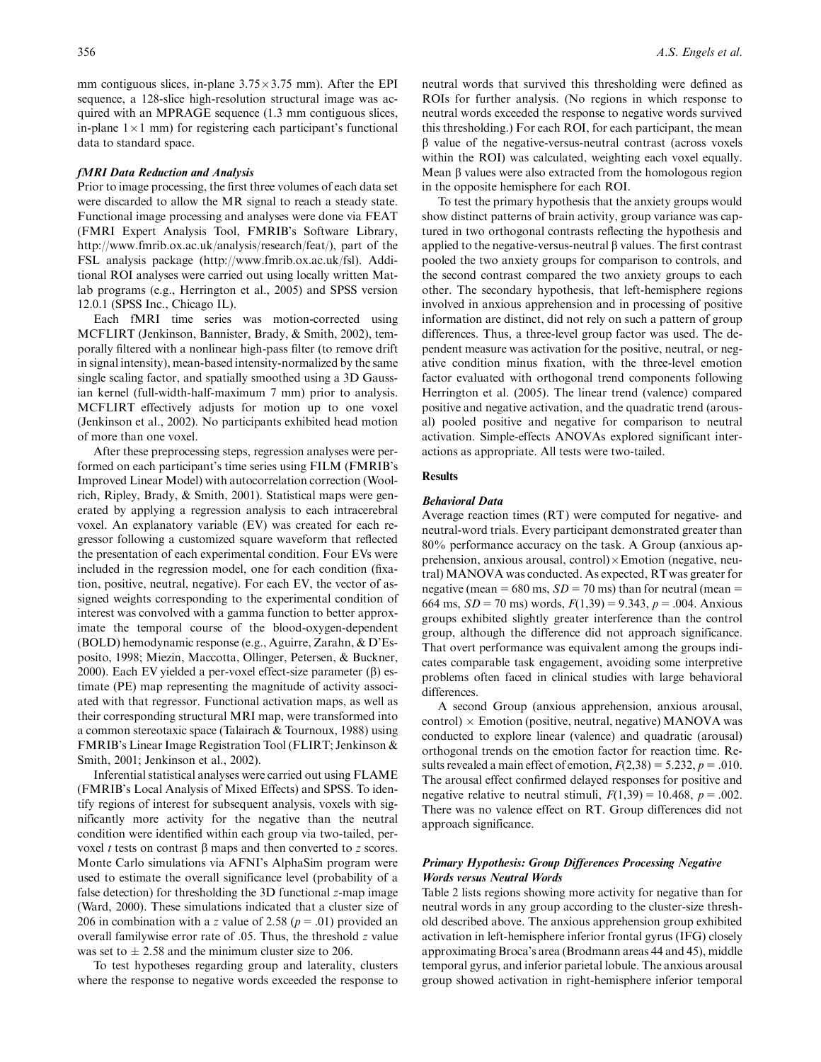mm contiguous slices, in-plane $3.75 \times 3.75$ mm). After the EPI sequence, a 128-slice high-resolution structural image was acquired with an MPRAGE sequence (1.3 mm contiguous slices, in-plane $1 \times 1$ mm) for registering each participant's functional data to standard space.

### *fMRI Data Reduction and Analysis*

Prior to image processing, the first three volumes of each data set were discarded to allow the MR signal to reach a steady state. Functional image processing and analyses were done via FEAT (FMRI Expert Analysis Tool, FMRIB's Software Library, http://www.fmrib.ox.ac.uk/analysis/research/feat/), part of the FSL analysis package (http://www.fmrib.ox.ac.uk/fsl). Additional ROI analyses were carried out using locally written Matlab programs (e.g., Herrington et al., 2005) and SPSS version 12.0.1 (SPSS Inc., Chicago IL).

Each fMRI time series was motion-corrected using MCFLIRT (Jenkinson, Bannister, Brady, & Smith, 2002), temporally filtered with a nonlinear high-pass filter (to remove drift in signal intensity), mean-based intensity-normalized by the same single scaling factor, and spatially smoothed using a 3D Gaussian kernel (full-width-half-maximum 7 mm) prior to analysis. MCFLIRT effectively adjusts for motion up to one voxel (Jenkinson et al., 2002). No participants exhibited head motion of more than one voxel.

After these preprocessing steps, regression analyses were performed on each participant's time series using FILM (FMRIB's Improved Linear Model) with autocorrelation correction (Woolrich, Ripley, Brady, & Smith, 2001). Statistical maps were generated by applying a regression analysis to each intracerebral voxel. An explanatory variable (EV) was created for each regressor following a customized square waveform that reflected the presentation of each experimental condition. Four EVs were included in the regression model, one for each condition (fixation, positive, neutral, negative). For each EV, the vector of assigned weights corresponding to the experimental condition of interest was convolved with a gamma function to better approximate the temporal course of the blood-oxygen-dependent (BOLD) hemodynamic response (e.g., Aguirre, Zarahn, & D'Esposito, 1998; Miezin, Maccotta, Ollinger, Petersen, & Buckner, 2000). Each EV yielded a per-voxel effect-size parameter ($\beta$) estimate (PE) map representing the magnitude of activity associated with that regressor. Functional activation maps, as well as their corresponding structural MRI map, were transformed into a common stereotaxic space (Talairach & Tournoux, 1988) using FMRIB's Linear Image Registration Tool (FLIRT; Jenkinson & Smith, 2001; Jenkinson et al., 2002).

Inferential statistical analyses were carried out using FLAME (FMRIB's Local Analysis of Mixed Effects) and SPSS. To identify regions of interest for subsequent analysis, voxels with significantly more activity for the negative than the neutral condition were identified within each group via two-tailed, per-voxel $t$ tests on contrast $\beta$ maps and then converted to $z$ scores. Monte Carlo simulations via AFNI's AlphaSim program were used to estimate the overall significance level (probability of a false detection) for thresholding the 3D functional $z$-map image (Ward, 2000). These simulations indicated that a cluster size of 206 in combination with a $z$ value of 2.58 ($p = .01$) provided an overall familywise error rate of .05. Thus, the threshold $z$ value was set to $\pm$ 2.58 and the minimum cluster size to 206.

To test hypotheses regarding group and laterality, clusters where the response to negative words exceeded the response to neutral words that survived this thresholding were defined as ROIs for further analysis. (No regions in which response to neutral words exceeded the response to negative words survived this thresholding.) For each ROI, for each participant, the mean $\beta$ value of the negative-versus-neutral contrast (across voxels within the ROI) was calculated, weighting each voxel equally. Mean $\beta$ values were also extracted from the homologous region in the opposite hemisphere for each ROI.

To test the primary hypothesis that the anxiety groups would show distinct patterns of brain activity, group variance was captured in two orthogonal contrasts reflecting the hypothesis and applied to the negative-versus-neutral $\beta$ values. The first contrast pooled the two anxiety groups for comparison to controls, and the second contrast compared the two anxiety groups to each other. The secondary hypothesis, that left-hemisphere regions involved in anxious apprehension and in processing of positive information are distinct, did not rely on such a pattern of group differences. Thus, a three-level group factor was used. The dependent measure was activation for the positive, neutral, or negative condition minus fixation, with the three-level emotion factor evaluated with orthogonal trend components following Herrington et al. (2005). The linear trend (valence) compared positive and negative activation, and the quadratic trend (arousal) pooled positive and negative for comparison to neutral activation. Simple-effects ANOVAs explored significant interactions as appropriate. All tests were two-tailed.

## Results

### *Behavioral Data*

Average reaction times (RT) were computed for negative- and neutral-word trials. Every participant demonstrated greater than 80% performance accuracy on the task. A Group (anxious apprehension, anxious arousal, control) $\times$ Emotion (negative, neutral) MANOVA was conducted. As expected, RT was greater for negative (mean = 680 ms, $SD = 70$ ms) than for neutral (mean = 664 ms, $SD = 70$ ms) words, $F(1,39) = 9.343$, $p = .004$. Anxious groups exhibited slightly greater interference than the control group, although the difference did not approach significance. That overt performance was equivalent among the groups indicates comparable task engagement, avoiding some interpretive problems often faced in clinical studies with large behavioral differences.

A second Group (anxious apprehension, anxious arousal, control) $\times$ Emotion (positive, neutral, negative) MANOVA was conducted to explore linear (valence) and quadratic (arousal) orthogonal trends on the emotion factor for reaction time. Results revealed a main effect of emotion, $F(2,38) = 5.232$, $p = .010$. The arousal effect confirmed delayed responses for positive and negative relative to neutral stimuli, $F(1,39) = 10.468$, $p = .002$. There was no valence effect on RT. Group differences did not approach significance.

### *Primary Hypothesis: Group Differences Processing Negative Words versus Neutral Words*

Table 2 lists regions showing more activity for negative than for neutral words in any group according to the cluster-size threshold described above. The anxious apprehension group exhibited activation in left-hemisphere inferior frontal gyrus (IFG) closely approximating Broca's area (Brodmann areas 44 and 45), middle temporal gyrus, and inferior parietal lobule. The anxious arousal group showed activation in right-hemisphere inferior temporal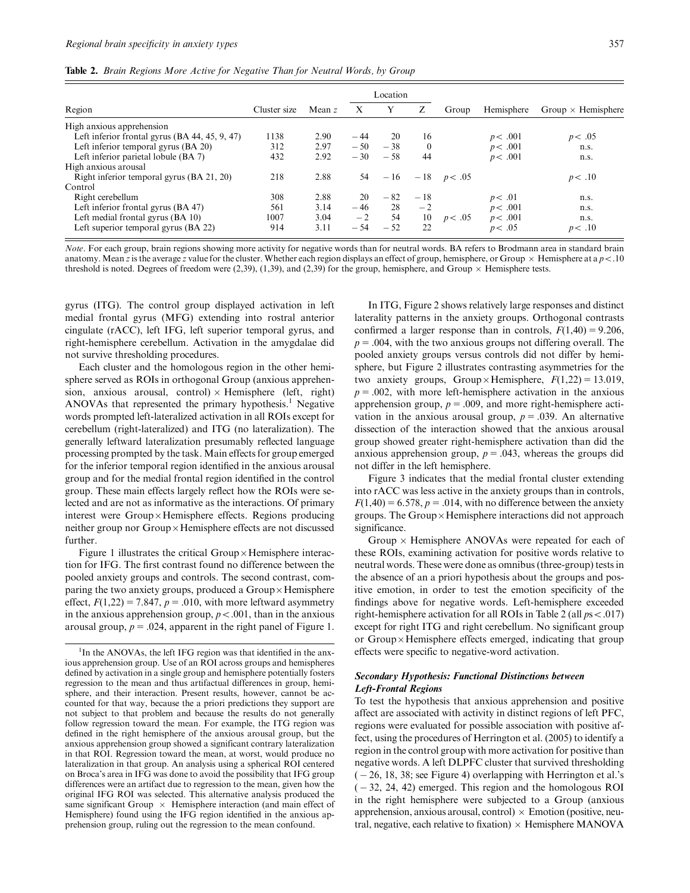**Table 2.** *Brain Regions More Active for Negative Than for Neutral Words, by Group*

| Region | Cluster size | Mean *z* | Location | | | Group | Hemisphere | Group × Hemisphere |
|---|---|---|---|---|---|---|---|---|
| | | | X | Y | Z | | | |
| High anxious apprehension | | | | | | | | |
| Left inferior frontal gyrus (BA 44, 45, 9, 47) | 1138 | 2.90 | −44 | 20 | 16 | | $p<.001$ | $p<.05$ |
| Left inferior temporal gyrus (BA 20) | 312 | 2.97 | −50 | −38 | 0 | | $p<.001$ | n.s. |
| Left inferior parietal lobule (BA 7) | 432 | 2.92 | −30 | −58 | 44 | | $p<.001$ | n.s. |
| High anxious arousal | | | | | | | | |
| Right inferior temporal gyrus (BA 21, 20) | 218 | 2.88 | 54 | −16 | −18 | $p<.05$ | | $p<.10$ |
| Control | | | | | | | | |
| Right cerebellum | 308 | 2.88 | 20 | −82 | −18 | | $p<.01$ | n.s. |
| Left inferior frontal gyrus (BA 47) | 561 | 3.14 | −46 | 28 | −2 | | $p<.001$ | n.s. |
| Left medial frontal gyrus (BA 10) | 1007 | 3.04 | −2 | 54 | 10 | $p<.05$ | $p<.001$ | n.s. |
| Left superior temporal gyrus (BA 22) | 914 | 3.11 | −54 | −52 | 22 | | $p<.05$ | $p<.10$ |

*Note*. For each group, brain regions showing more activity for negative words than for neutral words. BA refers to Brodmann area in standard brain anatomy. Mean *z* is the average *z* value for the cluster. Whether each region displays an effect of group, hemisphere, or Group × Hemisphere at a $p<.10$ threshold is noted. Degrees of freedom were (2,39), (1,39), and (2,39) for the group, hemisphere, and Group × Hemisphere tests.

gyrus (ITG). The control group displayed activation in left medial frontal gyrus (MFG) extending into rostral anterior cingulate (rACC), left IFG, left superior temporal gyrus, and right-hemisphere cerebellum. Activation in the amygdalae did not survive thresholding procedures.

Each cluster and the homologous region in the other hemisphere served as ROIs in orthogonal Group (anxious apprehension, anxious arousal, control) × Hemisphere (left, right) ANOVAs that represented the primary hypothesis.[1] Negative words prompted left-lateralized activation in all ROIs except for cerebellum (right-lateralized) and ITG (no lateralization). The generally leftward lateralization presumably reflected language processing prompted by the task. Main effects for group emerged for the inferior temporal region identified in the anxious arousal group and for the medial frontal region identified in the control group. These main effects largely reflect how the ROIs were selected and are not as informative as the interactions. Of primary interest were Group × Hemisphere effects. Regions producing neither group nor Group × Hemisphere effects are not discussed further.

Figure 1 illustrates the critical Group × Hemisphere interaction for IFG. The first contrast found no difference between the pooled anxiety groups and controls. The second contrast, comparing the two anxiety groups, produced a Group × Hemisphere effect, $F(1,22) = 7.847$, $p = .010$, with more leftward asymmetry in the anxious apprehension group, $p < .001$, than in the anxious arousal group, $p = .024$, apparent in the right panel of Figure 1.

In ITG, Figure 2 shows relatively large responses and distinct laterality patterns in the anxiety groups. Orthogonal contrasts confirmed a larger response than in controls, $F(1,40) = 9.206$, $p = .004$, with the two anxious groups not differing overall. The pooled anxiety groups versus controls did not differ by hemisphere, but Figure 2 illustrates contrasting asymmetries for the two anxiety groups, Group × Hemisphere, $F(1,22) = 13.019$, $p = .002$, with more left-hemisphere activation in the anxious apprehension group, $p = .009$, and more right-hemisphere activation in the anxious arousal group, $p = .039$. An alternative dissection of the interaction showed that the anxious arousal group showed greater right-hemisphere activation than did the anxious apprehension group, $p = .043$, whereas the groups did not differ in the left hemisphere.

Figure 3 indicates that the medial frontal cluster extending into rACC was less active in the anxiety groups than in controls, $F(1,40) = 6.578$, $p = .014$, with no difference between the anxiety groups. The Group × Hemisphere interactions did not approach significance.

Group × Hemisphere ANOVAs were repeated for each of these ROIs, examining activation for positive words relative to neutral words. These were done as omnibus (three-group) tests in the absence of an a priori hypothesis about the groups and positive emotion, in order to test the emotion specificity of the findings above for negative words. Left-hemisphere exceeded right-hemisphere activation for all ROIs in Table 2 (all $ps < .017$) except for right ITG and right cerebellum. No significant group or Group × Hemisphere effects emerged, indicating that group effects were specific to negative-word activation.

### *Secondary Hypothesis: Functional Distinctions between Left-Frontal Regions*

To test the hypothesis that anxious apprehension and positive affect are associated with activity in distinct regions of left PFC, regions were evaluated for possible association with positive affect, using the procedures of Herrington et al. (2005) to identify a region in the control group with more activation for positive than negative words. A left DLPFC cluster that survived thresholding (−26, 18, 38; see Figure 4) overlapping with Herrington et al.'s (−32, 24, 42) emerged. This region and the homologous ROI in the right hemisphere were subjected to a Group (anxious apprehension, anxious arousal, control) × Emotion (positive, neutral, negative, each relative to fixation) × Hemisphere MANOVA

[1]In the ANOVAs, the left IFG region was that identified in the anxious apprehension group. Use of an ROI across groups and hemispheres defined by activation in a single group and hemisphere potentially fosters regression to the mean and thus artifactual differences in group, hemisphere, and their interaction. Present results, however, cannot be accounted for that way, because the a priori predictions they support are not subject to that problem and because the results do not generally follow regression toward the mean. For example, the ITG region was defined in the right hemisphere of the anxious arousal group, but the anxious apprehension group showed a significant contrary lateralization in that ROI. Regression toward the mean, at worst, would produce no lateralization in that group. An analysis using a spherical ROI centered on Broca's area in IFG was done to avoid the possibility that IFG group differences were an artifact due to regression to the mean, given how the original IFG ROI was selected. This alternative analysis produced the same significant Group × Hemisphere interaction (and main effect of Hemisphere) found using the IFG region identified in the anxious apprehension group, ruling out the regression to the mean confound.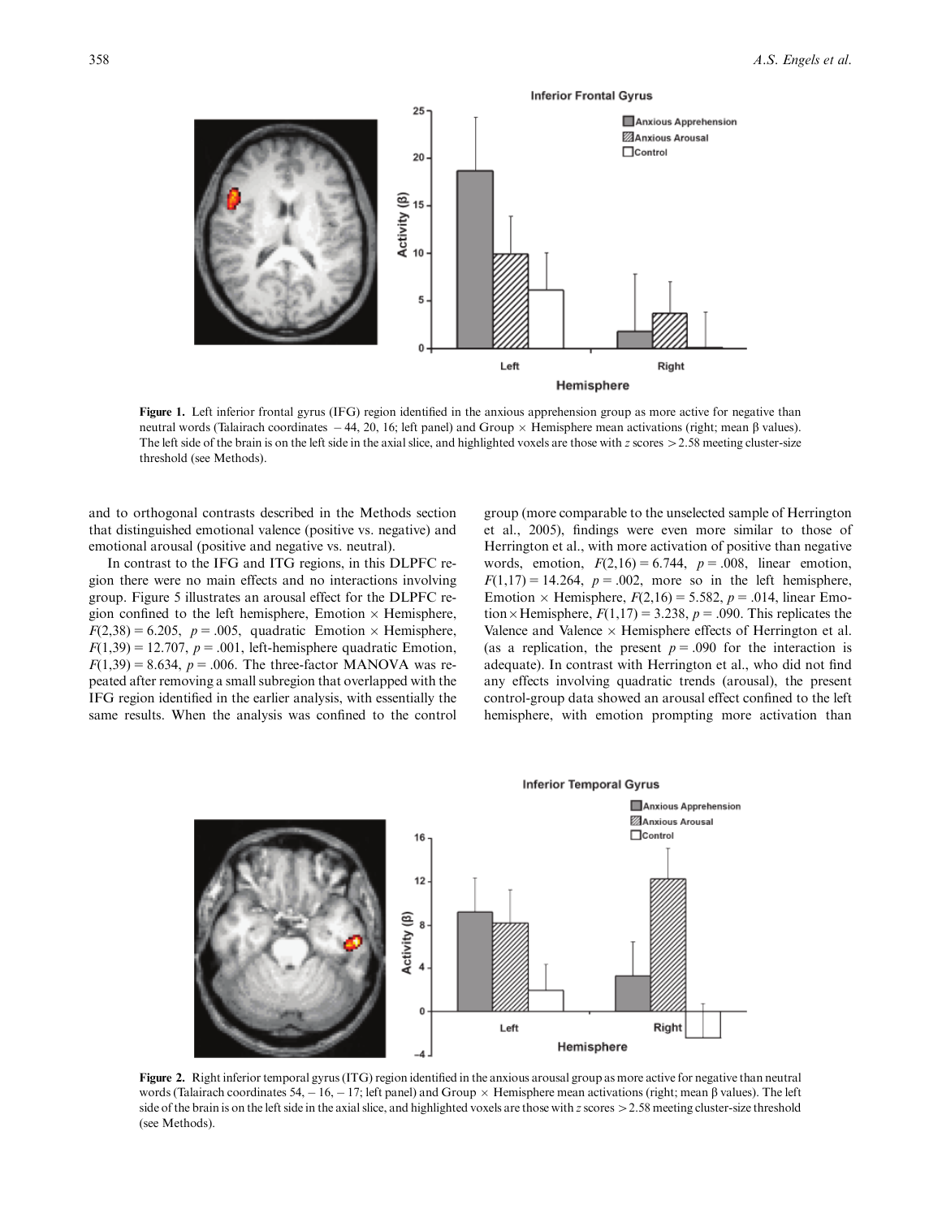**Figure 1.** Left inferior frontal gyrus (IFG) region identified in the anxious apprehension group as more active for negative than neutral words (Talairach coordinates −44, 20, 16; left panel) and Group × Hemisphere mean activations (right; mean β values). The left side of the brain is on the left side in the axial slice, and highlighted voxels are those with *z* scores >2.58 meeting cluster-size threshold (see Methods).

and to orthogonal contrasts described in the Methods section that distinguished emotional valence (positive vs. negative) and emotional arousal (positive and negative vs. neutral).

In contrast to the IFG and ITG regions, in this DLPFC region there were no main effects and no interactions involving group. Figure 5 illustrates an arousal effect for the DLPFC region confined to the left hemisphere, Emotion × Hemisphere, $F(2,38) = 6.205$, $p = .005$, quadratic Emotion × Hemisphere, $F(1,39) = 12.707$, $p = .001$, left-hemisphere quadratic Emotion, $F(1,39) = 8.634$, $p = .006$. The three-factor MANOVA was repeated after removing a small subregion that overlapped with the IFG region identified in the earlier analysis, with essentially the same results. When the analysis was confined to the control group (more comparable to the unselected sample of Herrington et al., 2005), findings were even more similar to those of Herrington et al., with more activation of positive than negative words, emotion, $F(2,16) = 6.744$, $p = .008$, linear emotion, $F(1,17) = 14.264$, $p = .002$, more so in the left hemisphere, Emotion × Hemisphere, $F(2,16) = 5.582$, $p = .014$, linear Emotion × Hemisphere, $F(1,17) = 3.238$, $p = .090$. This replicates the Valence and Valence × Hemisphere effects of Herrington et al. (as a replication, the present $p = .090$ for the interaction is adequate). In contrast with Herrington et al., who did not find any effects involving quadratic trends (arousal), the present control-group data showed an arousal effect confined to the left hemisphere, with emotion prompting more activation than

**Figure 2.** Right inferior temporal gyrus (ITG) region identified in the anxious arousal group as more active for negative than neutral words (Talairach coordinates 54, −16, −17; left panel) and Group × Hemisphere mean activations (right; mean β values). The left side of the brain is on the left side in the axial slice, and highlighted voxels are those with *z* scores >2.58 meeting cluster-size threshold (see Methods).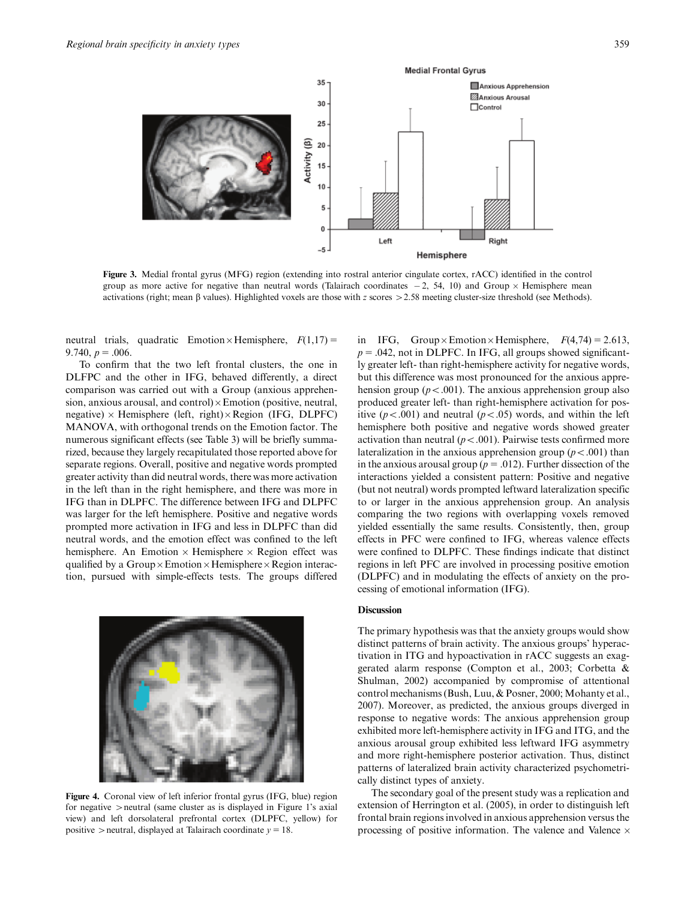**Figure 3.** Medial frontal gyrus (MFG) region (extending into rostral anterior cingulate cortex, rACC) identified in the control group as more active for negative than neutral words (Talairach coordinates −2, 54, 10) and Group × Hemisphere mean activations (right; mean β values). Highlighted voxels are those with $z$ scores $> 2.58$ meeting cluster-size threshold (see Methods).

neutral trials, quadratic Emotion × Hemisphere, $F(1,17) = 9.740$, $p = .006$.

To confirm that the two left frontal clusters, the one in DLFPC and the other in IFG, behaved differently, a direct comparison was carried out with a Group (anxious apprehension, anxious arousal, and control) × Emotion (positive, neutral, negative) × Hemisphere (left, right) × Region (IFG, DLPFC) MANOVA, with orthogonal trends on the Emotion factor. The numerous significant effects (see Table 3) will be briefly summarized, because they largely recapitulated those reported above for separate regions. Overall, positive and negative words prompted greater activity than did neutral words, there was more activation in the left than in the right hemisphere, and there was more in IFG than in DLPFC. The difference between IFG and DLPFC was larger for the left hemisphere. Positive and negative words prompted more activation in IFG and less in DLPFC than did neutral words, and the emotion effect was confined to the left hemisphere. An Emotion × Hemisphere × Region effect was qualified by a Group × Emotion × Hemisphere × Region interaction, pursued with simple-effects tests. The groups differed in IFG, Group × Emotion × Hemisphere, $F(4,74) = 2.613$, $p = .042$, not in DLPFC. In IFG, all groups showed significantly greater left- than right-hemisphere activity for negative words, but this difference was most pronounced for the anxious apprehension group ($p < .001$). The anxious apprehension group also produced greater left- than right-hemisphere activation for positive ($p < .001$) and neutral ($p < .05$) words, and within the left hemisphere both positive and negative words showed greater activation than neutral ($p < .001$). Pairwise tests confirmed more lateralization in the anxious apprehension group ($p < .001$) than in the anxious arousal group ($p = .012$). Further dissection of the interactions yielded a consistent pattern: Positive and negative (but not neutral) words prompted leftward lateralization specific to or larger in the anxious apprehension group. An analysis comparing the two regions with overlapping voxels removed yielded essentially the same results. Consistently, then, group effects in PFC were confined to IFG, whereas valence effects were confined to DLPFC. These findings indicate that distinct regions in left PFC are involved in processing positive emotion (DLPFC) and in modulating the effects of anxiety on the processing of emotional information (IFG).

**Figure 4.** Coronal view of left inferior frontal gyrus (IFG, blue) region for negative > neutral (same cluster as is displayed in Figure 1's axial view) and left dorsolateral prefrontal cortex (DLPFC, yellow) for positive > neutral, displayed at Talairach coordinate $y = 18$.

## Discussion

The primary hypothesis was that the anxiety groups would show distinct patterns of brain activity. The anxious groups' hyperactivation in ITG and hypoactivation in rACC suggests an exaggerated alarm response (Compton et al., 2003; Corbetta & Shulman, 2002) accompanied by compromise of attentional control mechanisms (Bush, Luu, & Posner, 2000; Mohanty et al., 2007). Moreover, as predicted, the anxious groups diverged in response to negative words: The anxious apprehension group exhibited more left-hemisphere activity in IFG and ITG, and the anxious arousal group exhibited less leftward IFG asymmetry and more right-hemisphere posterior activation. Thus, distinct patterns of lateralized brain activity characterized psychometrically distinct types of anxiety.

The secondary goal of the present study was a replication and extension of Herrington et al. (2005), in order to distinguish left frontal brain regions involved in anxious apprehension versus the processing of positive information. The valence and Valence ×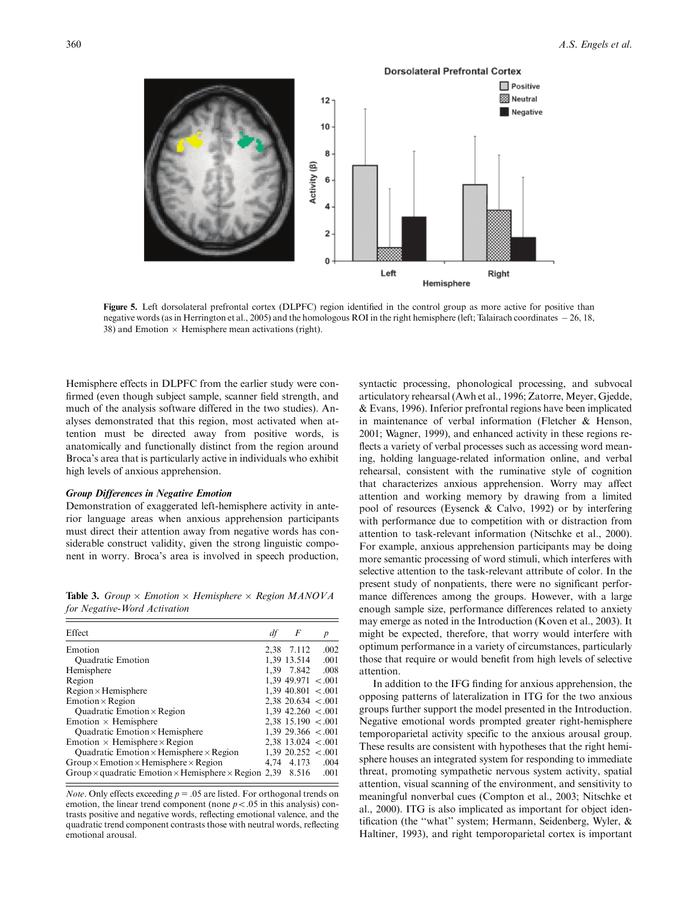**Figure 5.** Left dorsolateral prefrontal cortex (DLPFC) region identified in the control group as more active for positive than negative words (as in Herrington et al., 2005) and the homologous ROI in the right hemisphere (left; Talairach coordinates −26, 18, 38) and Emotion × Hemisphere mean activations (right).

Hemisphere effects in DLPFC from the earlier study were confirmed (even though subject sample, scanner field strength, and much of the analysis software differed in the two studies). Analyses demonstrated that this region, most activated when attention must be directed away from positive words, is anatomically and functionally distinct from the region around Broca's area that is particularly active in individuals who exhibit high levels of anxious apprehension.

### Group Differences in Negative Emotion

Demonstration of exaggerated left-hemisphere activity in anterior language areas when anxious apprehension participants must direct their attention away from negative words has considerable construct validity, given the strong linguistic component in worry. Broca's area is involved in speech production, syntactic processing, phonological processing, and subvocal articulatory rehearsal (Awh et al., 1996; Zatorre, Meyer, Gjedde, & Evans, 1996). Inferior prefrontal regions have been implicated in maintenance of verbal information (Fletcher & Henson, 2001; Wagner, 1999), and enhanced activity in these regions reflects a variety of verbal processes such as accessing word meaning, holding language-related information online, and verbal rehearsal, consistent with the ruminative style of cognition that characterizes anxious apprehension. Worry may affect attention and working memory by drawing from a limited pool of resources (Eysenck & Calvo, 1992) or by interfering with performance due to competition with or distraction from attention to task-relevant information (Nitschke et al., 2000). For example, anxious apprehension participants may be doing more semantic processing of word stimuli, which interferes with selective attention to the task-relevant attribute of color. In the present study of nonpatients, there were no significant performance differences among the groups. However, with a large enough sample size, performance differences related to anxiety may emerge as noted in the Introduction (Koven et al., 2003). It might be expected, therefore, that worry would interfere with optimum performance in a variety of circumstances, particularly those that require or would benefit from high levels of selective attention.

In addition to the IFG finding for anxious apprehension, the opposing patterns of lateralization in ITG for the two anxious groups further support the model presented in the Introduction. Negative emotional words prompted greater right-hemisphere temporoparietal activity specific to the anxious arousal group. These results are consistent with hypotheses that the right hemisphere houses an integrated system for responding to immediate threat, promoting sympathetic nervous system activity, spatial attention, visual scanning of the environment, and sensitivity to meaningful nonverbal cues (Compton et al., 2003; Nitschke et al., 2000). ITG is also implicated as important for object identification (the "what" system; Hermann, Seidenberg, Wyler, & Haltiner, 1993), and right temporoparietal cortex is important

**Table 3.** *Group × Emotion × Hemisphere × Region MANOVA for Negative-Word Activation*

| Effect | *df* | *F* | *p* |
|---|---|---|---|
| Emotion | 2,38 | 7.112 | .002 |
| Quadratic Emotion | 1,39 | 13.514 | .001 |
| Hemisphere | 1,39 | 7.842 | .008 |
| Region | 1,39 | 49.971 | < .001 |
| Region × Hemisphere | 1,39 | 40.801 | < .001 |
| Emotion × Region | 2,38 | 20.634 | < .001 |
| Quadratic Emotion × Region | 1,39 | 42.260 | < .001 |
| Emotion × Hemisphere | 2,38 | 15.190 | < .001 |
| Quadratic Emotion × Hemisphere | 1,39 | 29.366 | < .001 |
| Emotion × Hemisphere × Region | 2,38 | 13.024 | < .001 |
| Quadratic Emotion × Hemisphere × Region | 1,39 | 20.252 | < .001 |
| Group × Emotion × Hemisphere × Region | 4,74 | 4.173 | .004 |
| Group × quadratic Emotion × Hemisphere × Region | 2,39 | 8.516 | .001 |

*Note*. Only effects exceeding $p = .05$ are listed. For orthogonal trends on emotion, the linear trend component (none $p < .05$ in this analysis) contrasts positive and negative words, reflecting emotional valence, and the quadratic trend component contrasts those with neutral words, reflecting emotional arousal.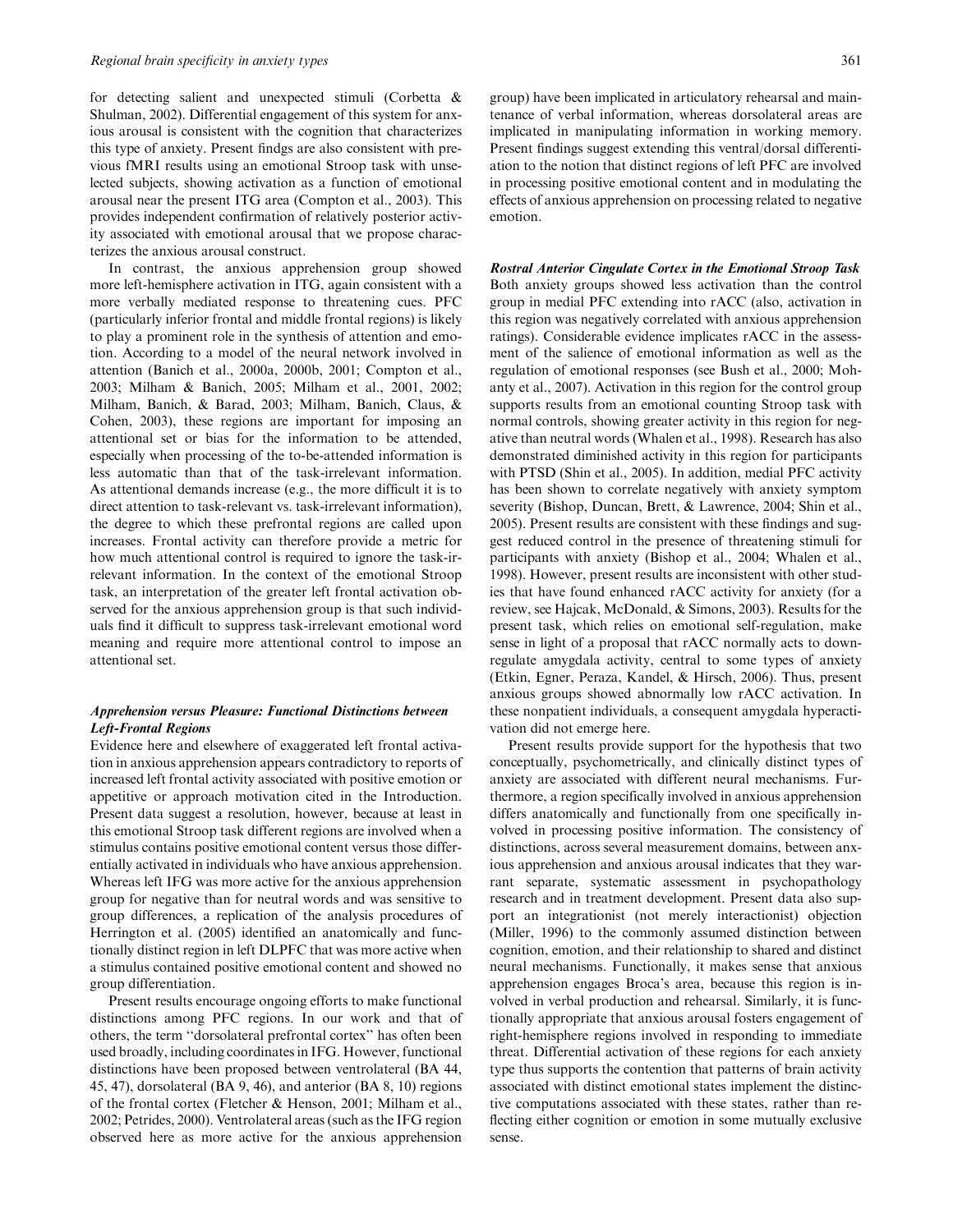for detecting salient and unexpected stimuli (Corbetta & Shulman, 2002). Differential engagement of this system for anxious arousal is consistent with the cognition that characterizes this type of anxiety. Present findgs are also consistent with previous fMRI results using an emotional Stroop task with unselected subjects, showing activation as a function of emotional arousal near the present ITG area (Compton et al., 2003). This provides independent confirmation of relatively posterior activity associated with emotional arousal that we propose characterizes the anxious arousal construct.

In contrast, the anxious apprehension group showed more left-hemisphere activation in ITG, again consistent with a more verbally mediated response to threatening cues. PFC (particularly inferior frontal and middle frontal regions) is likely to play a prominent role in the synthesis of attention and emotion. According to a model of the neural network involved in attention (Banich et al., 2000a, 2000b, 2001; Compton et al., 2003; Milham & Banich, 2005; Milham et al., 2001, 2002; Milham, Banich, & Barad, 2003; Milham, Banich, Claus, & Cohen, 2003), these regions are important for imposing an attentional set or bias for the information to be attended, especially when processing of the to-be-attended information is less automatic than that of the task-irrelevant information. As attentional demands increase (e.g., the more difficult it is to direct attention to task-relevant vs. task-irrelevant information), the degree to which these prefrontal regions are called upon increases. Frontal activity can therefore provide a metric for how much attentional control is required to ignore the task-irrelevant information. In the context of the emotional Stroop task, an interpretation of the greater left frontal activation observed for the anxious apprehension group is that such individuals find it difficult to suppress task-irrelevant emotional word meaning and require more attentional control to impose an attentional set.

### *Apprehension versus Pleasure: Functional Distinctions between Left-Frontal Regions*

Evidence here and elsewhere of exaggerated left frontal activation in anxious apprehension appears contradictory to reports of increased left frontal activity associated with positive emotion or appetitive or approach motivation cited in the Introduction. Present data suggest a resolution, however, because at least in this emotional Stroop task different regions are involved when a stimulus contains positive emotional content versus those differentially activated in individuals who have anxious apprehension. Whereas left IFG was more active for the anxious apprehension group for negative than for neutral words and was sensitive to group differences, a replication of the analysis procedures of Herrington et al. (2005) identified an anatomically and functionally distinct region in left DLPFC that was more active when a stimulus contained positive emotional content and showed no group differentiation.

Present results encourage ongoing efforts to make functional distinctions among PFC regions. In our work and that of others, the term ''dorsolateral prefrontal cortex'' has often been used broadly, including coordinates in IFG. However, functional distinctions have been proposed between ventrolateral (BA 44, 45, 47), dorsolateral (BA 9, 46), and anterior (BA 8, 10) regions of the frontal cortex (Fletcher & Henson, 2001; Milham et al., 2002; Petrides, 2000). Ventrolateral areas (such as the IFG region observed here as more active for the anxious apprehension group) have been implicated in articulatory rehearsal and maintenance of verbal information, whereas dorsolateral areas are implicated in manipulating information in working memory. Present findings suggest extending this ventral/dorsal differentiation to the notion that distinct regions of left PFC are involved in processing positive emotional content and in modulating the effects of anxious apprehension on processing related to negative emotion.

### *Rostral Anterior Cingulate Cortex in the Emotional Stroop Task*

Both anxiety groups showed less activation than the control group in medial PFC extending into rACC (also, activation in this region was negatively correlated with anxious apprehension ratings). Considerable evidence implicates rACC in the assessment of the salience of emotional information as well as the regulation of emotional responses (see Bush et al., 2000; Mohanty et al., 2007). Activation in this region for the control group supports results from an emotional counting Stroop task with normal controls, showing greater activity in this region for negative than neutral words (Whalen et al., 1998). Research has also demonstrated diminished activity in this region for participants with PTSD (Shin et al., 2005). In addition, medial PFC activity has been shown to correlate negatively with anxiety symptom severity (Bishop, Duncan, Brett, & Lawrence, 2004; Shin et al., 2005). Present results are consistent with these findings and suggest reduced control in the presence of threatening stimuli for participants with anxiety (Bishop et al., 2004; Whalen et al., 1998). However, present results are inconsistent with other studies that have found enhanced rACC activity for anxiety (for a review, see Hajcak, McDonald, & Simons, 2003). Results for the present task, which relies on emotional self-regulation, make sense in light of a proposal that rACC normally acts to downregulate amygdala activity, central to some types of anxiety (Etkin, Egner, Peraza, Kandel, & Hirsch, 2006). Thus, present anxious groups showed abnormally low rACC activation. In these nonpatient individuals, a consequent amygdala hyperactivation did not emerge here.

Present results provide support for the hypothesis that two conceptually, psychometrically, and clinically distinct types of anxiety are associated with different neural mechanisms. Furthermore, a region specifically involved in anxious apprehension differs anatomically and functionally from one specifically involved in processing positive information. The consistency of distinctions, across several measurement domains, between anxious apprehension and anxious arousal indicates that they warrant separate, systematic assessment in psychopathology research and in treatment development. Present data also support an integrationist (not merely interactionist) objection (Miller, 1996) to the commonly assumed distinction between cognition, emotion, and their relationship to shared and distinct neural mechanisms. Functionally, it makes sense that anxious apprehension engages Broca's area, because this region is involved in verbal production and rehearsal. Similarly, it is functionally appropriate that anxious arousal fosters engagement of right-hemisphere regions involved in responding to immediate threat. Differential activation of these regions for each anxiety type thus supports the contention that patterns of brain activity associated with distinct emotional states implement the distinctive computations associated with these states, rather than reflecting either cognition or emotion in some mutually exclusive sense.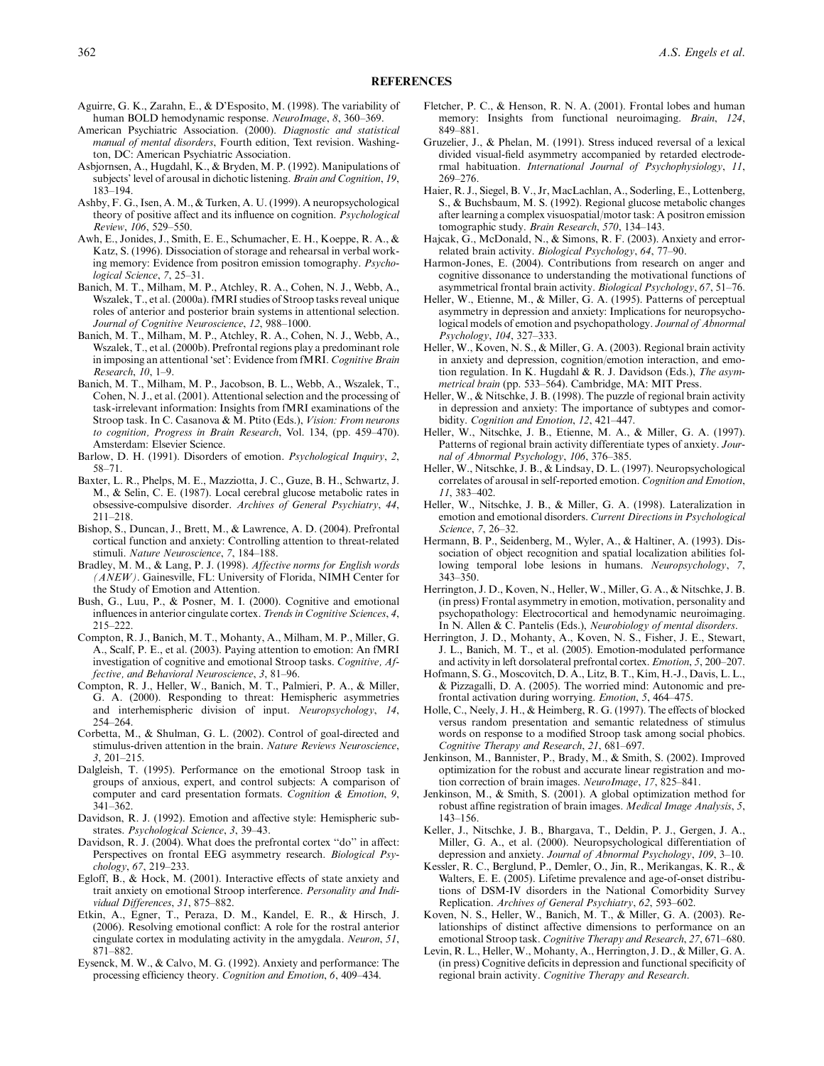## REFERENCES

Aguirre, G. K., Zarahn, E., & D'Esposito, M. (1998). The variability of human BOLD hemodynamic response. *NeuroImage*, *8*, 360–369.

American Psychiatric Association. (2000). *Diagnostic and statistical manual of mental disorders*, Fourth edition, Text revision. Washington, DC: American Psychiatric Association.

Asbjornsen, A., Hugdahl, K., & Bryden, M. P. (1992). Manipulations of subjects' level of arousal in dichotic listening. *Brain and Cognition*, *19*, 183–194.

Ashby, F. G., Isen, A. M., & Turken, A. U. (1999). A neuropsychological theory of positive affect and its influence on cognition. *Psychological Review*, *106*, 529–550.

Awh, E., Jonides, J., Smith, E. E., Schumacher, E. H., Koeppe, R. A., & Katz, S. (1996). Dissociation of storage and rehearsal in verbal working memory: Evidence from positron emission tomography. *Psychological Science*, *7*, 25–31.

Banich, M. T., Milham, M. P., Atchley, R. A., Cohen, N. J., Webb, A., Wszalek, T., et al. (2000a). fMRI studies of Stroop tasks reveal unique roles of anterior and posterior brain systems in attentional selection. *Journal of Cognitive Neuroscience*, *12*, 988–1000.

Banich, M. T., Milham, M. P., Atchley, R. A., Cohen, N. J., Webb, A., Wszalek, T., et al. (2000b). Prefrontal regions play a predominant role in imposing an attentional 'set': Evidence from fMRI. *Cognitive Brain Research*, *10*, 1–9.

Banich, M. T., Milham, M. P., Jacobson, B. L., Webb, A., Wszalek, T., Cohen, N. J., et al. (2001). Attentional selection and the processing of task-irrelevant information: Insights from fMRI examinations of the Stroop task. In C. Casanova & M. Ptito (Eds.), *Vision: From neurons to cognition, Progress in Brain Research*, Vol. 134, (pp. 459–470). Amsterdam: Elsevier Science.

Barlow, D. H. (1991). Disorders of emotion. *Psychological Inquiry*, *2*, 58–71.

Baxter, L. R., Phelps, M. E., Mazziotta, J. C., Guze, B. H., Schwartz, J. M., & Selin, C. E. (1987). Local cerebral glucose metabolic rates in obsessive-compulsive disorder. *Archives of General Psychiatry*, *44*, 211–218.

Bishop, S., Duncan, J., Brett, M., & Lawrence, A. D. (2004). Prefrontal cortical function and anxiety: Controlling attention to threat-related stimuli. *Nature Neuroscience*, *7*, 184–188.

Bradley, M. M., & Lang, P. J. (1998). *Affective norms for English words (ANEW)*. Gainesville, FL: University of Florida, NIMH Center for the Study of Emotion and Attention.

Bush, G., Luu, P., & Posner, M. I. (2000). Cognitive and emotional influences in anterior cingulate cortex. *Trends in Cognitive Sciences*, *4*, 215–222.

Compton, R. J., Banich, M. T., Mohanty, A., Milham, M. P., Miller, G. A., Scalf, P. E., et al. (2003). Paying attention to emotion: An fMRI investigation of cognitive and emotional Stroop tasks. *Cognitive, Affective, and Behavioral Neuroscience*, *3*, 81–96.

Compton, R. J., Heller, W., Banich, M. T., Palmieri, P. A., & Miller, G. A. (2000). Responding to threat: Hemispheric asymmetries and interhemispheric division of input. *Neuropsychology*, *14*, 254–264.

Corbetta, M., & Shulman, G. L. (2002). Control of goal-directed and stimulus-driven attention in the brain. *Nature Reviews Neuroscience*, *3*, 201–215.

Dalgleish, T. (1995). Performance on the emotional Stroop task in groups of anxious, expert, and control subjects: A comparison of computer and card presentation formats. *Cognition & Emotion*, *9*, 341–362.

Davidson, R. J. (1992). Emotion and affective style: Hemispheric substrates. *Psychological Science*, *3*, 39–43.

Davidson, R. J. (2004). What does the prefrontal cortex "do" in affect: Perspectives on frontal EEG asymmetry research. *Biological Psychology*, *67*, 219–233.

Egloff, B., & Hock, M. (2001). Interactive effects of state anxiety and trait anxiety on emotional Stroop interference. *Personality and Individual Differences*, *31*, 875–882.

Etkin, A., Egner, T., Peraza, D. M., Kandel, E. R., & Hirsch, J. (2006). Resolving emotional conflict: A role for the rostral anterior cingulate cortex in modulating activity in the amygdala. *Neuron*, *51*, 871–882.

Eysenck, M. W., & Calvo, M. G. (1992). Anxiety and performance: The processing efficiency theory. *Cognition and Emotion*, *6*, 409–434.

Fletcher, P. C., & Henson, R. N. A. (2001). Frontal lobes and human memory: Insights from functional neuroimaging. *Brain*, *124*, 849–881.

Gruzelier, J., & Phelan, M. (1991). Stress induced reversal of a lexical divided visual-field asymmetry accompanied by retarded electrodermal habituation. *International Journal of Psychophysiology*, *11*, 269–276.

Haier, R. J., Siegel, B. V., Jr, MacLachlan, A., Soderling, E., Lottenberg, S., & Buchsbaum, M. S. (1992). Regional glucose metabolic changes after learning a complex visuospatial/motor task: A positron emission tomographic study. *Brain Research*, *570*, 134–143.

Hajcak, G., McDonald, N., & Simons, R. F. (2003). Anxiety and error-related brain activity. *Biological Psychology*, *64*, 77–90.

Harmon-Jones, E. (2004). Contributions from research on anger and cognitive dissonance to understanding the motivational functions of asymmetrical frontal brain activity. *Biological Psychology*, *67*, 51–76.

Heller, W., Etienne, M., & Miller, G. A. (1995). Patterns of perceptual asymmetry in depression and anxiety: Implications for neuropsychological models of emotion and psychopathology. *Journal of Abnormal Psychology*, *104*, 327–333.

Heller, W., Koven, N. S., & Miller, G. A. (2003). Regional brain activity in anxiety and depression, cognition/emotion interaction, and emotion regulation. In K. Hugdahl & R. J. Davidson (Eds.), *The asymmetrical brain* (pp. 533–564). Cambridge, MA: MIT Press.

Heller, W., & Nitschke, J. B. (1998). The puzzle of regional brain activity in depression and anxiety: The importance of subtypes and comorbidity. *Cognition and Emotion*, *12*, 421–447.

Heller, W., Nitschke, J. B., Etienne, M. A., & Miller, G. A. (1997). Patterns of regional brain activity differentiate types of anxiety. *Journal of Abnormal Psychology*, *106*, 376–385.

Heller, W., Nitschke, J. B., & Lindsay, D. L. (1997). Neuropsychological correlates of arousal in self-reported emotion. *Cognition and Emotion*, *11*, 383–402.

Heller, W., Nitschke, J. B., & Miller, G. A. (1998). Lateralization in emotion and emotional disorders. *Current Directions in Psychological Science*, *7*, 26–32.

Hermann, B. P., Seidenberg, M., Wyler, A., & Haltiner, A. (1993). Dissociation of object recognition and spatial localization abilities following temporal lobe lesions in humans. *Neuropsychology*, *7*, 343–350.

Herrington, J. D., Koven, N., Heller, W., Miller, G. A., & Nitschke, J. B. (in press) Frontal asymmetry in emotion, motivation, personality and psychopathology: Electrocortical and hemodynamic neuroimaging. In N. Allen & C. Pantelis (Eds.), *Neurobiology of mental disorders*.

Herrington, J. D., Mohanty, A., Koven, N. S., Fisher, J. E., Stewart, J. L., Banich, M. T., et al. (2005). Emotion-modulated performance and activity in left dorsolateral prefrontal cortex. *Emotion*, *5*, 200–207.

Hofmann, S. G., Moscovitch, D. A., Litz, B. T., Kim, H.-J., Davis, L. L., & Pizzagalli, D. A. (2005). The worried mind: Autonomic and prefrontal activation during worrying. *Emotion*, *5*, 464–475.

Holle, C., Neely, J. H., & Heimberg, R. G. (1997). The effects of blocked versus random presentation and semantic relatedness of stimulus words on response to a modified Stroop task among social phobics. *Cognitive Therapy and Research*, *21*, 681–697.

Jenkinson, M., Bannister, P., Brady, M., & Smith, S. (2002). Improved optimization for the robust and accurate linear registration and motion correction of brain images. *NeuroImage*, *17*, 825–841.

Jenkinson, M., & Smith, S. (2001). A global optimization method for robust affine registration of brain images. *Medical Image Analysis*, *5*, 143–156.

Keller, J., Nitschke, J. B., Bhargava, T., Deldin, P. J., Gergen, J. A., Miller, G. A., et al. (2000). Neuropsychological differentiation of depression and anxiety. *Journal of Abnormal Psychology*, *109*, 3–10.

Kessler, R. C., Berglund, P., Demler, O., Jin, R., Merikangas, K. R., & Walters, E. E. (2005). Lifetime prevalence and age-of-onset distributions of DSM-IV disorders in the National Comorbidity Survey Replication. *Archives of General Psychiatry*, *62*, 593–602.

Koven, N. S., Heller, W., Banich, M. T., & Miller, G. A. (2003). Relationships of distinct affective dimensions to performance on an emotional Stroop task. *Cognitive Therapy and Research*, *27*, 671–680.

Levin, R. L., Heller, W., Mohanty, A., Herrington, J. D., & Miller, G. A. (in press) Cognitive deficits in depression and functional specificity of regional brain activity. *Cognitive Therapy and Research*.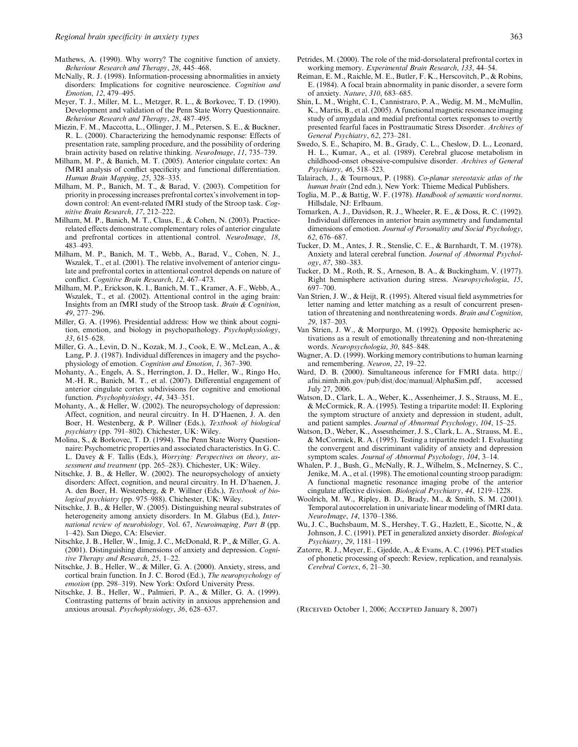Mathews, A. (1990). Why worry? The cognitive function of anxiety. *Behaviour Research and Therapy*, *28*, 445–468.

McNally, R. J. (1998). Information-processing abnormalities in anxiety disorders: Implications for cognitive neuroscience. *Cognition and Emotion*, *12*, 479–495.

Meyer, T. J., Miller, M. L., Metzger, R. L., & Borkovec, T. D. (1990). Development and validation of the Penn State Worry Questionnaire. *Behaviour Research and Therapy*, *28*, 487–495.

Miezin, F. M., Maccotta, L., Ollinger, J. M., Petersen, S. E., & Buckner, R. L. (2000). Characterizing the hemodynamic response: Effects of presentation rate, sampling procedure, and the possibility of ordering brain activity based on relative thinking. *NeuroImage*, *11*, 735–739.

Milham, M. P., & Banich, M. T. (2005). Anterior cingulate cortex: An fMRI analysis of conflict specificity and functional differentiation. *Human Brain Mapping*, *25*, 328–335.

Milham, M. P., Banich, M. T., & Barad, V. (2003). Competition for priority in processing increases prefrontal cortex's involvement in top-down control: An event-related fMRI study of the Stroop task. *Cognitive Brain Research*, *17*, 212–222.

Milham, M. P., Banich, M. T., Claus, E., & Cohen, N. (2003). Practice-related effects demonstrate complementary roles of anterior cingulate and prefrontal cortices in attentional control. *NeuroImage*, *18*, 483–493.

Milham, M. P., Banich, M. T., Webb, A., Barad, V., Cohen, N. J., Wszalek, T., et al. (2001). The relative involvement of anterior cingulate and prefrontal cortex in attentional control depends on nature of conflict. *Cognitive Brain Research*, *12*, 467–473.

Milham, M. P., Erickson, K. I., Banich, M. T., Kramer, A. F., Webb, A., Wszalek, T., et al. (2002). Attentional control in the aging brain: Insights from an fMRI study of the Stroop task. *Brain & Cognition*, *49*, 277–296.

Miller, G. A. (1996). Presidential address: How we think about cognition, emotion, and biology in psychopathology. *Psychophysiology*, *33*, 615–628.

Miller, G. A., Levin, D. N., Kozak, M. J., Cook, E. W., McLean, A., & Lang, P. J. (1987). Individual differences in imagery and the psychophysiology of emotion. *Cognition and Emotion*, *1*, 367–390.

Mohanty, A., Engels, A. S., Herrington, J. D., Heller, W., Ringo Ho, M.-H. R., Banich, M. T., et al. (2007). Differential engagement of anterior cingulate cortex subdivisions for cognitive and emotional function. *Psychophysiology*, *44*, 343–351.

Mohanty, A., & Heller, W. (2002). The neuropsychology of depression: Affect, cognition, and neural circuitry. In H. D'Haenen, J. A. den Boer, H. Westenberg, & P. Willner (Eds.), *Textbook of biological psychiatry* (pp. 791–802). Chichester, UK: Wiley.

Molina, S., & Borkovec, T. D. (1994). The Penn State Worry Questionnaire: Psychometric properties and associated characteristics. In G. C. L. Davey & F. Tallis (Eds.), *Worrying: Perspectives on theory, assessment and treatment* (pp. 265–283). Chichester, UK: Wiley.

Nitschke, J. B., & Heller, W. (2002). The neuropsychology of anxiety disorders: Affect, cognition, and neural circuitry. In H. D'haenen, J. A. den Boer, H. Westenberg, & P. Willner (Eds.), *Textbook of biological psychiatry* (pp. 975–988). Chichester, UK: Wiley.

Nitschke, J. B., & Heller, W. (2005). Distinguishing neural substrates of heterogeneity among anxiety disorders. In M. Glabus (Ed.), *International review of neurobiology,* Vol. 67, *Neuroimaging, Part B* (pp. 1–42). San Diego, CA: Elsevier.

Nitschke, J. B., Heller, W., Imig, J. C., McDonald, R. P., & Miller, G. A. (2001). Distinguishing dimensions of anxiety and depression. *Cognitive Therapy and Research*, *25*, 1–22.

Nitschke, J. B., Heller, W., & Miller, G. A. (2000). Anxiety, stress, and cortical brain function. In J. C. Borod (Ed.), *The neuropsychology of emotion* (pp. 298–319). New York: Oxford University Press.

Nitschke, J. B., Heller, W., Palmieri, P. A., & Miller, G. A. (1999). Contrasting patterns of brain activity in anxious apprehension and anxious arousal. *Psychophysiology*, *36*, 628–637.

Petrides, M. (2000). The role of the mid-dorsolateral prefrontal cortex in working memory. *Experimental Brain Research*, *133*, 44–54.

Reiman, E. M., Raichle, M. E., Butler, F. K., Herscovitch, P., & Robins, E. (1984). A focal brain abnormality in panic disorder, a severe form of anxiety. *Nature*, *310*, 683–685.

Shin, L. M., Wright, C. I., Cannistraro, P. A., Wedig, M. M., McMullin, K., Martis, B., et al. (2005). A functional magnetic resonance imaging study of amygdala and medial prefrontal cortex responses to overtly presented fearful faces in Posttraumatic Stress Disorder. *Archives of General Psychiatry*, *62*, 273–281.

Swedo, S. E., Schapiro, M. B., Grady, C. L., Cheslow, D. L., Leonard, H. L., Kumar, A., et al. (1989). Cerebral glucose metabolism in childhood-onset obsessive-compulsive disorder. *Archives of General Psychiatry*, *46*, 518–523.

Talairach, J., & Tournoux, P. (1988). *Co-planar stereotaxic atlas of the human brain* (2nd edn.), New York: Thieme Medical Publishers.

Toglia, M. P., & Battig, W. F. (1978). *Handbook of semantic word norms*. Hillsdale, NJ: Erlbaum.

Tomarken, A. J., Davidson, R. J., Wheeler, R. E., & Doss, R. C. (1992). Individual differences in anterior brain asymmetry and fundamental dimensions of emotion. *Journal of Personality and Social Psychology*, *62*, 676–687.

Tucker, D. M., Antes, J. R., Stenslie, C. E., & Barnhardt, T. M. (1978). Anxiety and lateral cerebral function. *Journal of Abnormal Psychology*, *87*, 380–383.

Tucker, D. M., Roth, R. S., Arneson, B. A., & Buckingham, V. (1977). Right hemisphere activation during stress. *Neuropsychologia*, *15*, 697–700.

Van Strien, J. W., & Heijt, R. (1995). Altered visual field asymmetries for letter naming and letter matching as a result of concurrent presentation of threatening and nonthreatening words. *Brain and Cognition*, *29*, 187–203.

Van Strien, J. W., & Morpurgo, M. (1992). Opposite hemispheric activations as a result of emotionally threatening and non-threatening words. *Neuropsychologia*, *30*, 845–848.

Wagner, A. D. (1999). Working memory contributions to human learning and remembering. *Neuron*, *22*, 19–22.

Ward, D. B. (2000). Simultaneous inference for FMRI data. http://afni.nimh.nih.gov/pub/dist/doc/manual/AlphaSim.pdf, accessed July 27, 2006.

Watson, D., Clark, L. A., Weber, K., Assenheimer, J. S., Strauss, M. E., & McCormick, R. A. (1995). Testing a tripartite model: II. Exploring the symptom structure of anxiety and depression in student, adult, and patient samples. *Journal of Abnormal Psychology*, *104*, 15–25.

Watson, D., Weber, K., Assenheimer, J. S., Clark, L. A., Strauss, M. E., & McCormick, R. A. (1995). Testing a tripartite model: I. Evaluating the convergent and discriminant validity of anxiety and depression symptom scales. *Journal of Abnormal Psychology*, *104*, 3–14.

Whalen, P. J., Bush, G., McNally, R. J., Wilhelm, S., McInerney, S. C., Jenike, M. A., et al. (1998). The emotional counting stroop paradigm: A functional magnetic resonance imaging probe of the anterior cingulate affective division. *Biological Psychiatry*, *44*, 1219–1228.

Woolrich, M. W., Ripley, B. D., Brady, M., & Smith, S. M. (2001). Temporal autocorrelation in univariate linear modeling of fMRI data. *NeuroImage*, *14*, 1370–1386.

Wu, J. C., Buchsbaum, M. S., Hershey, T. G., Hazlett, E., Sicotte, N., & Johnson, J. C. (1991). PET in generalized anxiety disorder. *Biological Psychiatry*, *29*, 1181–1199.

Zatorre, R. J., Meyer, E., Gjedde, A., & Evans, A. C. (1996). PET studies of phonetic processing of speech: Review, replication, and reanalysis. *Cerebral Cortex*, *6*, 21–30.

(Received October 1, 2006; Accepted January 8, 2007)